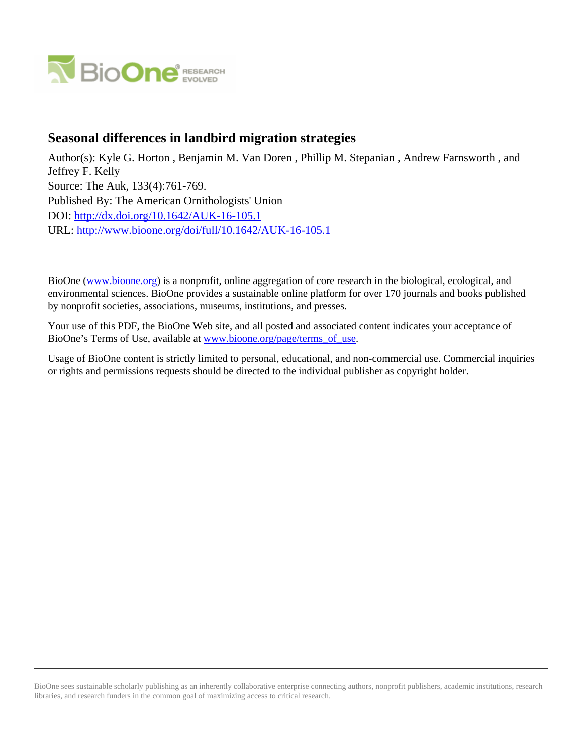# Seasonal differences in landbird migration strategies

Author(s): Kyle G. Horton , Benjamin M. Van Doren , Phillip M. Stepanian , Andrew Farnsworth , and Jeffrey F. Kelly

Source: The Auk, 133(4):761-769.

Published By: The American Ornithologists' Union

DOI: http://dx.doi.org/10.1642/AUK-16-105.1

URL: http://www.bioone.org/doi/full/10.1642/AUK-16-105.1

---

BioOne (www.bioone.org) is a nonprofit, online aggregation of core research in the biological, ecological, and environmental sciences. BioOne provides a sustainable online platform for over 170 journals and books published by nonprofit societies, associations, museums, institutions, and presses.

Your use of this PDF, the BioOne Web site, and all posted and associated content indicates your acceptance of BioOne's Terms of Use, available at www.bioone.org/page/terms_of_use.

Usage of BioOne content is strictly limited to personal, educational, and non-commercial use. Commercial inquiries or rights and permissions requests should be directed to the individual publisher as copyright holder.

---

BioOne sees sustainable scholarly publishing as an inherently collaborative enterprise connecting authors, nonprofit publishers, academic institutions, research libraries, and research funders in the common goal of maximizing access to critical research.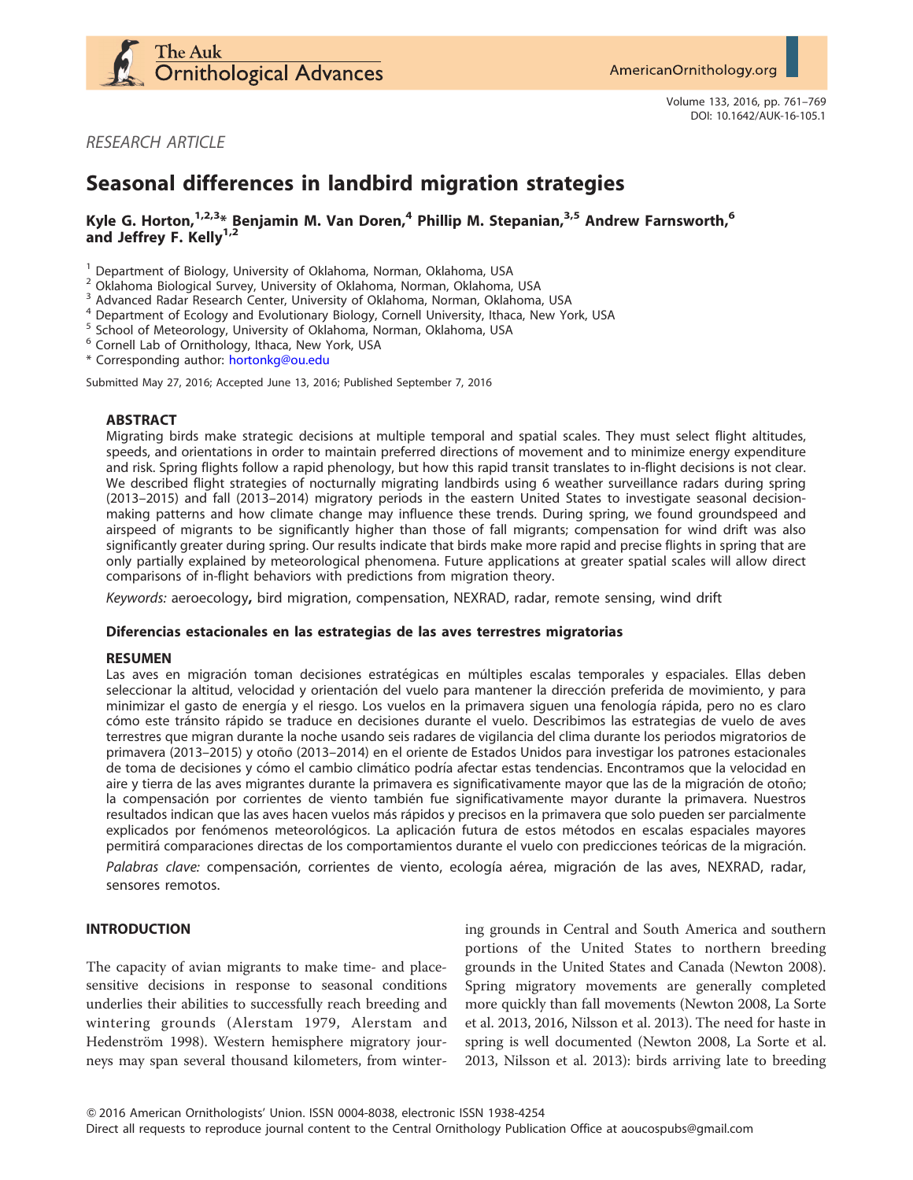# Seasonal differences in landbird migration strategies

**Kyle G. Horton,[1,2,3]* Benjamin M. Van Doren,[4] Phillip M. Stepanian,[3,5] Andrew Farnsworth,[6] and Jeffrey F. Kelly[1,2]**

[1] Department of Biology, University of Oklahoma, Norman, Oklahoma, USA
[2] Oklahoma Biological Survey, University of Oklahoma, Norman, Oklahoma, USA
[3] Advanced Radar Research Center, University of Oklahoma, Norman, Oklahoma, USA
[4] Department of Ecology and Evolutionary Biology, Cornell University, Ithaca, New York, USA
[5] School of Meteorology, University of Oklahoma, Norman, Oklahoma, USA
[6] Cornell Lab of Ornithology, Ithaca, New York, USA
* Corresponding author: hortonkg@ou.edu

Submitted May 27, 2016; Accepted June 13, 2016; Published September 7, 2016

## ABSTRACT

Migrating birds make strategic decisions at multiple temporal and spatial scales. They must select flight altitudes, speeds, and orientations in order to maintain preferred directions of movement and to minimize energy expenditure and risk. Spring flights follow a rapid phenology, but how this rapid transit translates to in-flight decisions is not clear. We described flight strategies of nocturnally migrating landbirds using 6 weather surveillance radars during spring (2013–2015) and fall (2013–2014) migratory periods in the eastern United States to investigate seasonal decision-making patterns and how climate change may influence these trends. During spring, we found groundspeed and airspeed of migrants to be significantly higher than those of fall migrants; compensation for wind drift was also significantly greater during spring. Our results indicate that birds make more rapid and precise flights in spring that are only partially explained by meteorological phenomena. Future applications at greater spatial scales will allow direct comparisons of in-flight behaviors with predictions from migration theory.

*Keywords:* aeroecology**,** bird migration, compensation, NEXRAD, radar, remote sensing, wind drift

### Diferencias estacionales en las estrategias de las aves terrestres migratorias

#### RESUMEN

Las aves en migración toman decisiones estratégicas en múltiples escalas temporales y espaciales. Ellas deben seleccionar la altitud, velocidad y orientación del vuelo para mantener la dirección preferida de movimiento, y para minimizar el gasto de energía y el riesgo. Los vuelos en la primavera siguen una fenología rápida, pero no es claro cómo este tránsito rápido se traduce en decisiones durante el vuelo. Describimos las estrategias de vuelo de aves terrestres que migran durante la noche usando seis radares de vigilancia del clima durante los periodos migratorios de primavera (2013–2015) y otoño (2013–2014) en el oriente de Estados Unidos para investigar los patrones estacionales de toma de decisiones y cómo el cambio climático podría afectar estas tendencias. Encontramos que la velocidad en aire y tierra de las aves migrantes durante la primavera es significativamente mayor que las de la migración de otoño; la compensación por corrientes de viento también fue significativamente mayor durante la primavera. Nuestros resultados indican que las aves hacen vuelos más rápidos y precisos en la primavera que solo pueden ser parcialmente explicados por fenómenos meteorológicos. La aplicación futura de estos métodos en escalas espaciales mayores permitirá comparaciones directas de los comportamientos durante el vuelo con predicciones teóricas de la migración.

*Palabras clave:* compensación, corrientes de viento, ecología aérea, migración de las aves, NEXRAD, radar, sensores remotos.

## INTRODUCTION

The capacity of avian migrants to make time- and place-sensitive decisions in response to seasonal conditions underlies their abilities to successfully reach breeding and wintering grounds (Alerstam 1979, Alerstam and Hedenström 1998). Western hemisphere migratory journeys may span several thousand kilometers, from wintering grounds in Central and South America and southern portions of the United States to northern breeding grounds in the United States and Canada (Newton 2008). Spring migratory movements are generally completed more quickly than fall movements (Newton 2008, La Sorte et al. 2013, 2016, Nilsson et al. 2013). The need for haste in spring is well documented (Newton 2008, La Sorte et al. 2013, Nilsson et al. 2013): birds arriving late to breeding

© 2016 American Ornithologists' Union. ISSN 0004-8038, electronic ISSN 1938-4254
Direct all requests to reproduce journal content to the Central Ornithology Publication Office at aoucospubs@gmail.com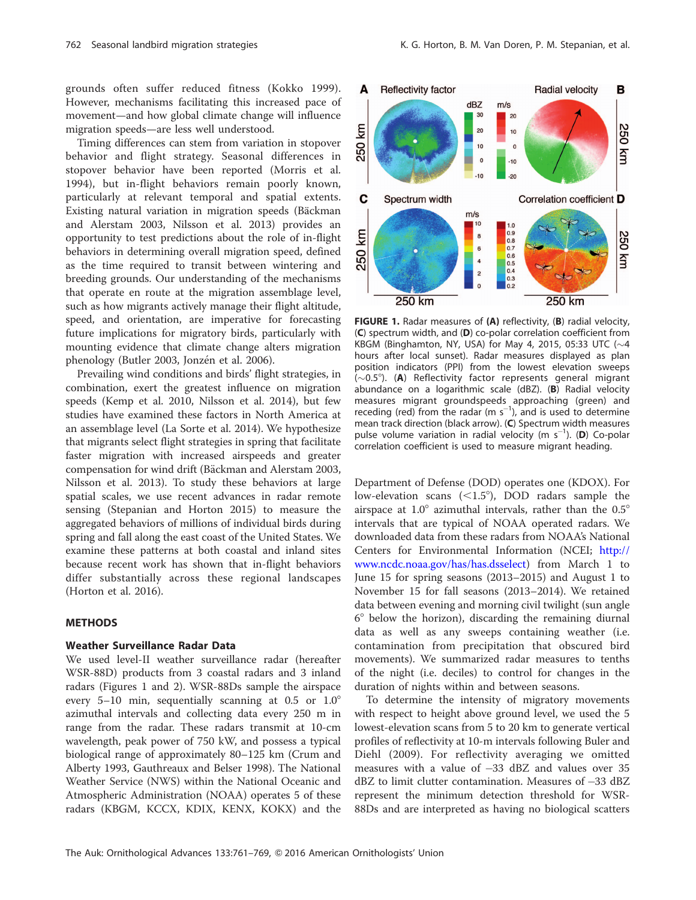grounds often suffer reduced fitness (Kokko 1999). However, mechanisms facilitating this increased pace of movement—and how global climate change will influence migration speeds—are less well understood.

Timing differences can stem from variation in stopover behavior and flight strategy. Seasonal differences in stopover behavior have been reported (Morris et al. 1994), but in-flight behaviors remain poorly known, particularly at relevant temporal and spatial extents. Existing natural variation in migration speeds (Bäckman and Alerstam 2003, Nilsson et al. 2013) provides an opportunity to test predictions about the role of in-flight behaviors in determining overall migration speed, defined as the time required to transit between wintering and breeding grounds. Our understanding of the mechanisms that operate en route at the migration assemblage level, such as how migrants actively manage their flight altitude, speed, and orientation, are imperative for forecasting future implications for migratory birds, particularly with mounting evidence that climate change alters migration phenology (Butler 2003, Jonzén et al. 2006).

Prevailing wind conditions and birds' flight strategies, in combination, exert the greatest influence on migration speeds (Kemp et al. 2010, Nilsson et al. 2014), but few studies have examined these factors in North America at an assemblage level (La Sorte et al. 2014). We hypothesize that migrants select flight strategies in spring that facilitate faster migration with increased airspeeds and greater compensation for wind drift (Bäckman and Alerstam 2003, Nilsson et al. 2013). To study these behaviors at large spatial scales, we use recent advances in radar remote sensing (Stepanian and Horton 2015) to measure the aggregated behaviors of millions of individual birds during spring and fall along the east coast of the United States. We examine these patterns at both coastal and inland sites because recent work has shown that in-flight behaviors differ substantially across these regional landscapes (Horton et al. 2016).

## METHODS

### Weather Surveillance Radar Data

We used level-II weather surveillance radar (hereafter WSR-88D) products from 3 coastal radars and 3 inland radars (Figures 1 and 2). WSR-88Ds sample the airspace every 5–10 min, sequentially scanning at 0.5 or 1.0° azimuthal intervals and collecting data every 250 m in range from the radar. These radars transmit at 10-cm wavelength, peak power of 750 kW, and possess a typical biological range of approximately 80–125 km (Crum and Alberty 1993, Gauthreaux and Belser 1998). The National Weather Service (NWS) within the National Oceanic and Atmospheric Administration (NOAA) operates 5 of these radars (KBGM, KCCX, KDIX, KENX, KOKX) and the Department of Defense (DOD) operates one (KDOX). For low-elevation scans (<1.5°), DOD radars sample the airspace at 1.0° azimuthal intervals, rather than the 0.5° intervals that are typical of NOAA operated radars. We downloaded data from these radars from NOAA's National Centers for Environmental Information (NCEI; http://www.ncdc.noaa.gov/has/has.dsselect) from March 1 to June 15 for spring seasons (2013–2015) and August 1 to November 15 for fall seasons (2013–2014). We retained data between evening and morning civil twilight (sun angle 6° below the horizon), discarding the remaining diurnal data as well as any sweeps containing weather (i.e. contamination from precipitation that obscured bird movements). We summarized radar measures to tenths of the night (i.e. deciles) to control for changes in the duration of nights within and between seasons.

To determine the intensity of migratory movements with respect to height above ground level, we used the 5 lowest-elevation scans from 5 to 20 km to generate vertical profiles of reflectivity at 10-m intervals following Buler and Diehl (2009). For reflectivity averaging we omitted measures with a value of –33 dBZ and values over 35 dBZ to limit clutter contamination. Measures of –33 dBZ represent the minimum detection threshold for WSR-88Ds and are interpreted as having no biological scatters

**FIGURE 1.** Radar measures of **(A)** reflectivity, **(B)** radial velocity, **(C)** spectrum width, and **(D)** co-polar correlation coefficient from KBGM (Binghamton, NY, USA) for May 4, 2015, 05:33 UTC (~4 hours after local sunset). Radar measures displayed as plan position indicators (PPI) from the lowest elevation sweeps (~0.5°). **(A)** Reflectivity factor represents general migrant abundance on a logarithmic scale (dBZ). **(B)** Radial velocity measures migrant groundspeeds approaching (green) and receding (red) from the radar (m $s^{-1}$), and is used to determine mean track direction (black arrow). **(C)** Spectrum width measures pulse volume variation in radial velocity (m $s^{-1}$). **(D)** Co-polar correlation coefficient is used to measure migrant heading.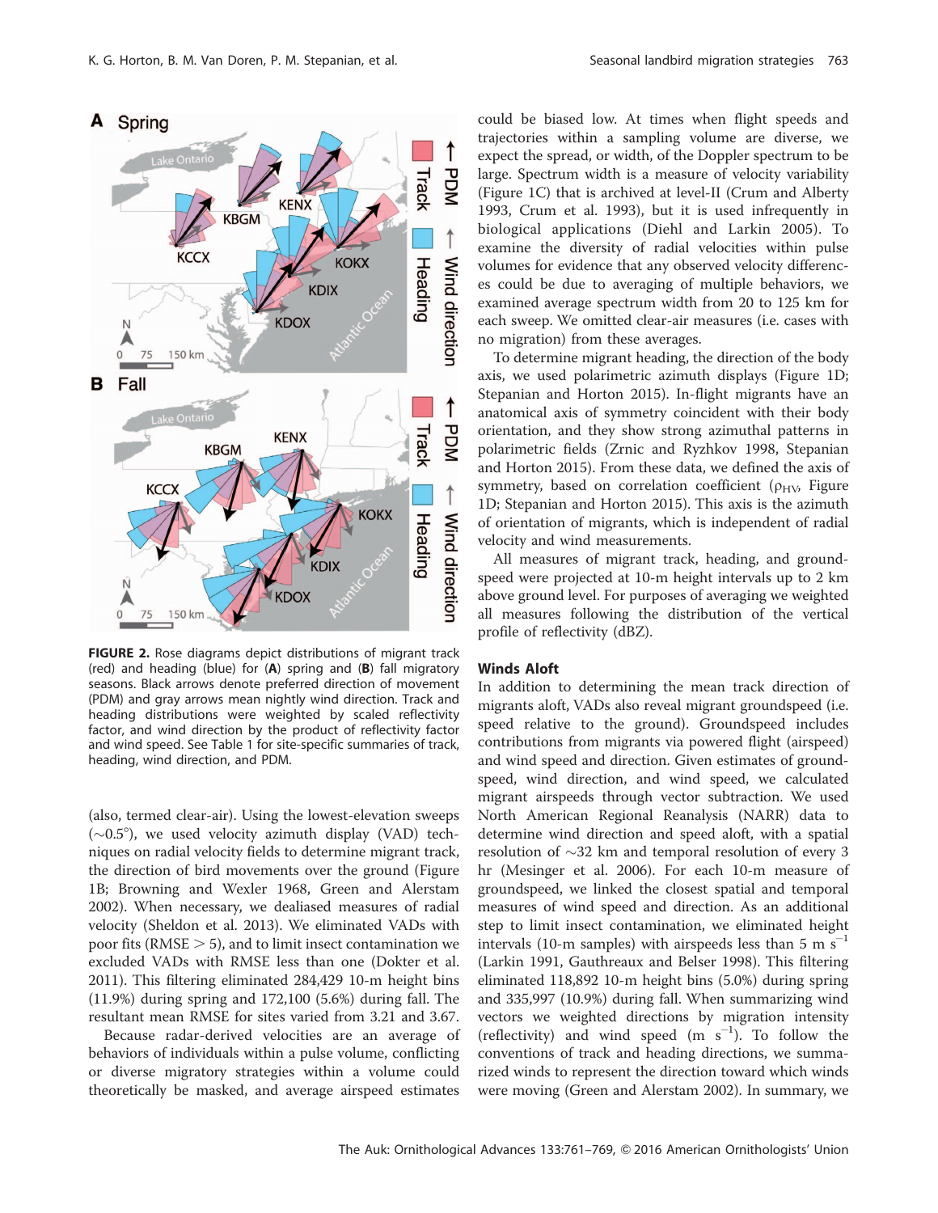FIGURE 2. Rose diagrams depict distributions of migrant track (red) and heading (blue) for (**A**) spring and (**B**) fall migratory seasons. Black arrows denote preferred direction of movement (PDM) and gray arrows mean nightly wind direction. Track and heading distributions were weighted by scaled reflectivity factor, and wind direction by the product of reflectivity factor and wind speed. See Table 1 for site-specific summaries of track, heading, wind direction, and PDM.

(also, termed clear-air). Using the lowest-elevation sweeps ($\sim$0.5°), we used velocity azimuth display (VAD) techniques on radial velocity fields to determine migrant track, the direction of bird movements over the ground (Figure 1B; Browning and Wexler 1968, Green and Alerstam 2002). When necessary, we dealiased measures of radial velocity (Sheldon et al. 2013). We eliminated VADs with poor fits (RMSE $> 5$), and to limit insect contamination we excluded VADs with RMSE less than one (Dokter et al. 2011). This filtering eliminated 284,429 10-m height bins (11.9%) during spring and 172,100 (5.6%) during fall. The resultant mean RMSE for sites varied from 3.21 and 3.67.

Because radar-derived velocities are an average of behaviors of individuals within a pulse volume, conflicting or diverse migratory strategies within a volume could theoretically be masked, and average airspeed estimates could be biased low. At times when flight speeds and trajectories within a sampling volume are diverse, we expect the spread, or width, of the Doppler spectrum to be large. Spectrum width is a measure of velocity variability (Figure 1C) that is archived at level-II (Crum and Alberty 1993, Crum et al. 1993), but it is used infrequently in biological applications (Diehl and Larkin 2005). To examine the diversity of radial velocities within pulse volumes for evidence that any observed velocity differences could be due to averaging of multiple behaviors, we examined average spectrum width from 20 to 125 km for each sweep. We omitted clear-air measures (i.e. cases with no migration) from these averages.

To determine migrant heading, the direction of the body axis, we used polarimetric azimuth displays (Figure 1D; Stepanian and Horton 2015). In-flight migrants have an anatomical axis of symmetry coincident with their body orientation, and they show strong azimuthal patterns in polarimetric fields (Zrnic and Ryzhkov 1998, Stepanian and Horton 2015). From these data, we defined the axis of symmetry, based on correlation coefficient ($\rho_{HV}$, Figure 1D; Stepanian and Horton 2015). This axis is the azimuth of orientation of migrants, which is independent of radial velocity and wind measurements.

All measures of migrant track, heading, and groundspeed were projected at 10-m height intervals up to 2 km above ground level. For purposes of averaging we weighted all measures following the distribution of the vertical profile of reflectivity (dBZ).

## Winds Aloft

In addition to determining the mean track direction of migrants aloft, VADs also reveal migrant groundspeed (i.e. speed relative to the ground). Groundspeed includes contributions from migrants via powered flight (airspeed) and wind speed and direction. Given estimates of groundspeed, wind direction, and wind speed, we calculated migrant airspeeds through vector subtraction. We used North American Regional Reanalysis (NARR) data to determine wind direction and speed aloft, with a spatial resolution of $\sim$32 km and temporal resolution of every 3 hr (Mesinger et al. 2006). For each 10-m measure of groundspeed, we linked the closest spatial and temporal measures of wind speed and direction. As an additional step to limit insect contamination, we eliminated height intervals (10-m samples) with airspeeds less than 5 m s$^{-1}$ (Larkin 1991, Gauthreaux and Belser 1998). This filtering eliminated 118,892 10-m height bins (5.0%) during spring and 335,997 (10.9%) during fall. When summarizing wind vectors we weighted directions by migration intensity (reflectivity) and wind speed (m s$^{-1}$). To follow the conventions of track and heading directions, we summarized winds to represent the direction toward which winds were moving (Green and Alerstam 2002). In summary, we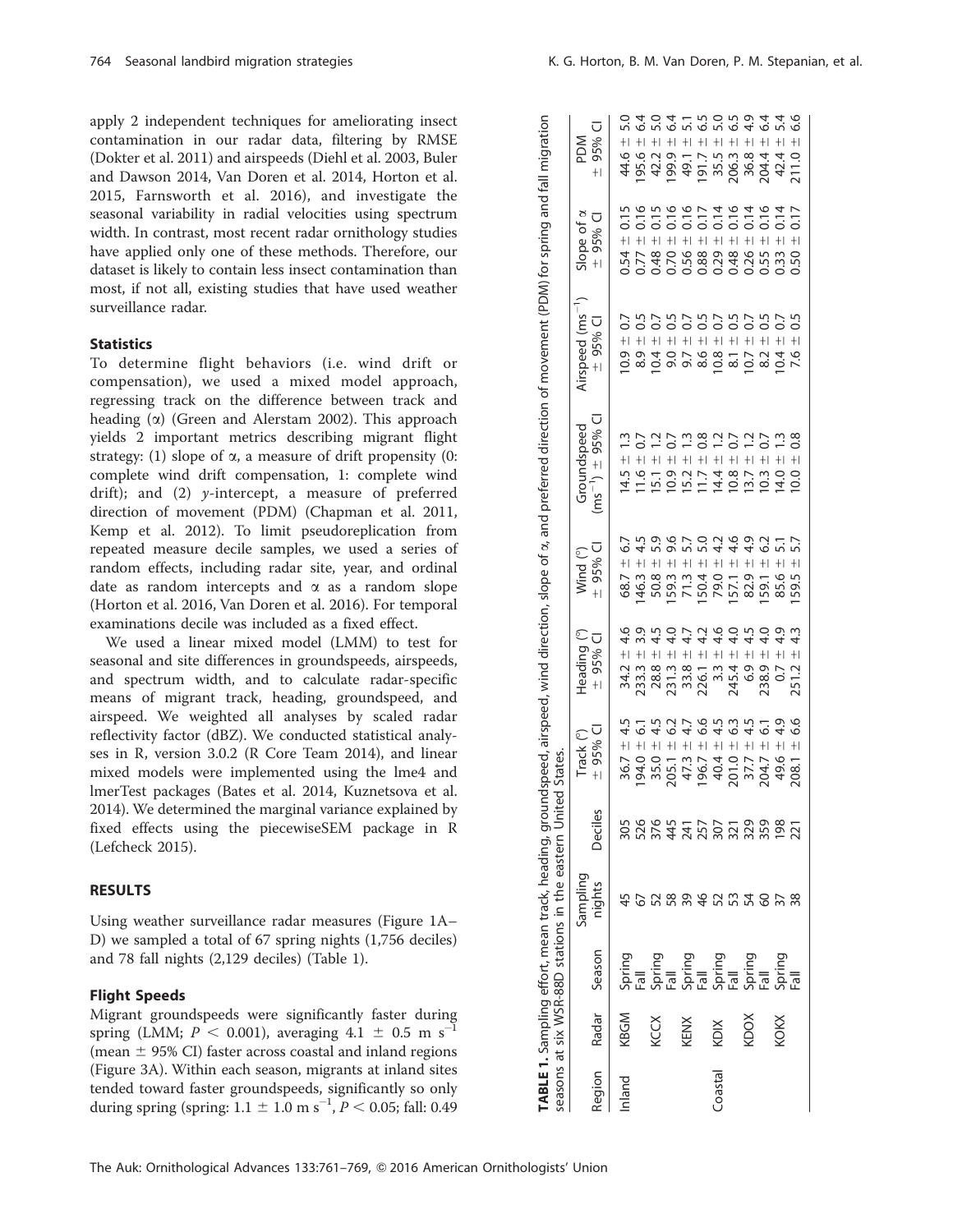apply 2 independent techniques for ameliorating insect contamination in our radar data, filtering by RMSE (Dokter et al. 2011) and airspeeds (Diehl et al. 2003, Buler and Dawson 2014, Van Doren et al. 2014, Horton et al. 2015, Farnsworth et al. 2016), and investigate the seasonal variability in radial velocities using spectrum width. In contrast, most recent radar ornithology studies have applied only one of these methods. Therefore, our dataset is likely to contain less insect contamination than most, if not all, existing studies that have used weather surveillance radar.

### Statistics

To determine flight behaviors (i.e. wind drift or compensation), we used a mixed model approach, regressing track on the difference between track and heading ($\alpha$) (Green and Alerstam 2002). This approach yields 2 important metrics describing migrant flight strategy: (1) slope of $\alpha$, a measure of drift propensity (0: complete wind drift compensation, 1: complete wind drift); and (2) $y$-intercept, a measure of preferred direction of movement (PDM) (Chapman et al. 2011, Kemp et al. 2012). To limit pseudoreplication from repeated measure decile samples, we used a series of random effects, including radar site, year, and ordinal date as random intercepts and $\alpha$ as a random slope (Horton et al. 2016, Van Doren et al. 2016). For temporal examinations decile was included as a fixed effect.

We used a linear mixed model (LMM) to test for seasonal and site differences in groundspeeds, airspeeds, and spectrum width, and to calculate radar-specific means of migrant track, heading, groundspeed, and airspeed. We weighted all analyses by scaled radar reflectivity factor (dBZ). We conducted statistical analyses in R, version 3.0.2 (R Core Team 2014), and linear mixed models were implemented using the lme4 and lmerTest packages (Bates et al. 2014, Kuznetsova et al. 2014). We determined the marginal variance explained by fixed effects using the piecewiseSEM package in R (Lefcheck 2015).

## RESULTS

Using weather surveillance radar measures (Figure 1A–D) we sampled a total of 67 spring nights (1,756 deciles) and 78 fall nights (2,129 deciles) (Table 1).

### Flight Speeds

Migrant groundspeeds were significantly faster during spring (LMM; $P < 0.001$), averaging $4.1 \pm 0.5$ m s$^{-1}$ (mean $\pm$ 95% CI) faster across coastal and inland regions (Figure 3A). Within each season, migrants at inland sites tended toward faster groundspeeds, significantly so only during spring (spring: $1.1 \pm 1.0$ m s$^{-1}$, $P < 0.05$; fall: 0.49

**TABLE 1.** Sampling effort, mean track, heading, groundspeed, airspeed, wind direction, slope of $\alpha$, and preferred direction of movement (PDM) for spring and fall migration seasons at six WSR-88D stations in the eastern United States.

| Region | Radar | Season | Sampling nights | Deciles | Track (°) ± 95% CI | Heading (°) ± 95% CI | Wind (°) ± 95% CI | Groundspeed (ms$^{-1}$) ± 95% CI | Airspeed (ms$^{-1}$) ± 95% CI | Slope of $\alpha$ ± 95% CI | PDM ± 95% CI |
|---|---|---|---|---|---|---|---|---|---|---|---|
| Inland | KBGM | Spring | 45 | 305 | 36.7 ± 4.5 | 34.2 ± 4.6 | 68.7 ± 6.7 | 14.5 ± 1.3 | 10.9 ± 0.7 | 0.54 ± 0.15 | 44.6 ± 5.0 |
| | | Fall | 67 | 526 | 194.0 ± 6.1 | 233.3 ± 3.9 | 146.3 ± 4.5 | 11.6 ± 0.7 | 8.9 ± 0.5 | 0.77 ± 0.16 | 195.6 ± 6.4 |
| | KCCX | Spring | 52 | 376 | 35.0 ± 4.5 | 28.8 ± 4.5 | 50.8 ± 5.9 | 15.1 ± 1.2 | 10.4 ± 0.7 | 0.48 ± 0.15 | 42.2 ± 5.0 |
| | | Fall | 58 | 445 | 205.1 ± 6.2 | 231.3 ± 4.0 | 159.3 ± 9.6 | 10.9 ± 0.7 | 9.0 ± 0.5 | 0.70 ± 0.16 | 199.9 ± 6.4 |
| | KENX | Spring | 39 | 241 | 47.3 ± 4.7 | 33.8 ± 4.7 | 71.3 ± 5.7 | 15.2 ± 1.3 | 9.7 ± 0.7 | 0.56 ± 0.16 | 49.1 ± 5.1 |
| | | Fall | 46 | 257 | 196.7 ± 6.6 | 226.1 ± 4.2 | 150.4 ± 5.0 | 11.7 ± 0.8 | 8.6 ± 0.5 | 0.88 ± 0.17 | 191.7 ± 6.5 |
| Coastal | KDIX | Spring | 52 | 307 | 40.4 ± 4.5 | 3.3 ± 4.6 | 79.0 ± 4.2 | 14.4 ± 1.2 | 10.8 ± 0.7 | 0.29 ± 0.14 | 35.5 ± 5.0 |
| | | Fall | 53 | 321 | 201.0 ± 6.3 | 245.4 ± 4.0 | 157.1 ± 4.6 | 10.8 ± 0.7 | 8.1 ± 0.5 | 0.48 ± 0.16 | 206.3 ± 6.5 |
| | KDOX | Spring | 54 | 329 | 37.7 ± 4.5 | 6.9 ± 4.5 | 82.9 ± 4.9 | 13.7 ± 1.2 | 10.7 ± 0.7 | 0.26 ± 0.14 | 36.8 ± 4.9 |
| | | Fall | 60 | 359 | 204.7 ± 6.1 | 238.9 ± 4.0 | 159.1 ± 6.2 | 10.3 ± 0.7 | 8.2 ± 0.5 | 0.55 ± 0.16 | 204.4 ± 6.4 |
| | KOKX | Spring | 37 | 198 | 49.6 ± 4.9 | 0.7 ± 4.9 | 85.6 ± 5.1 | 14.0 ± 1.3 | 10.4 ± 0.7 | 0.33 ± 0.14 | 42.4 ± 5.4 |
| | | Fall | 38 | 221 | 208.1 ± 6.6 | 251.2 ± 4.3 | 159.5 ± 5.7 | 10.0 ± 0.8 | 7.6 ± 0.5 | 0.50 ± 0.17 | 211.0 ± 6.6 |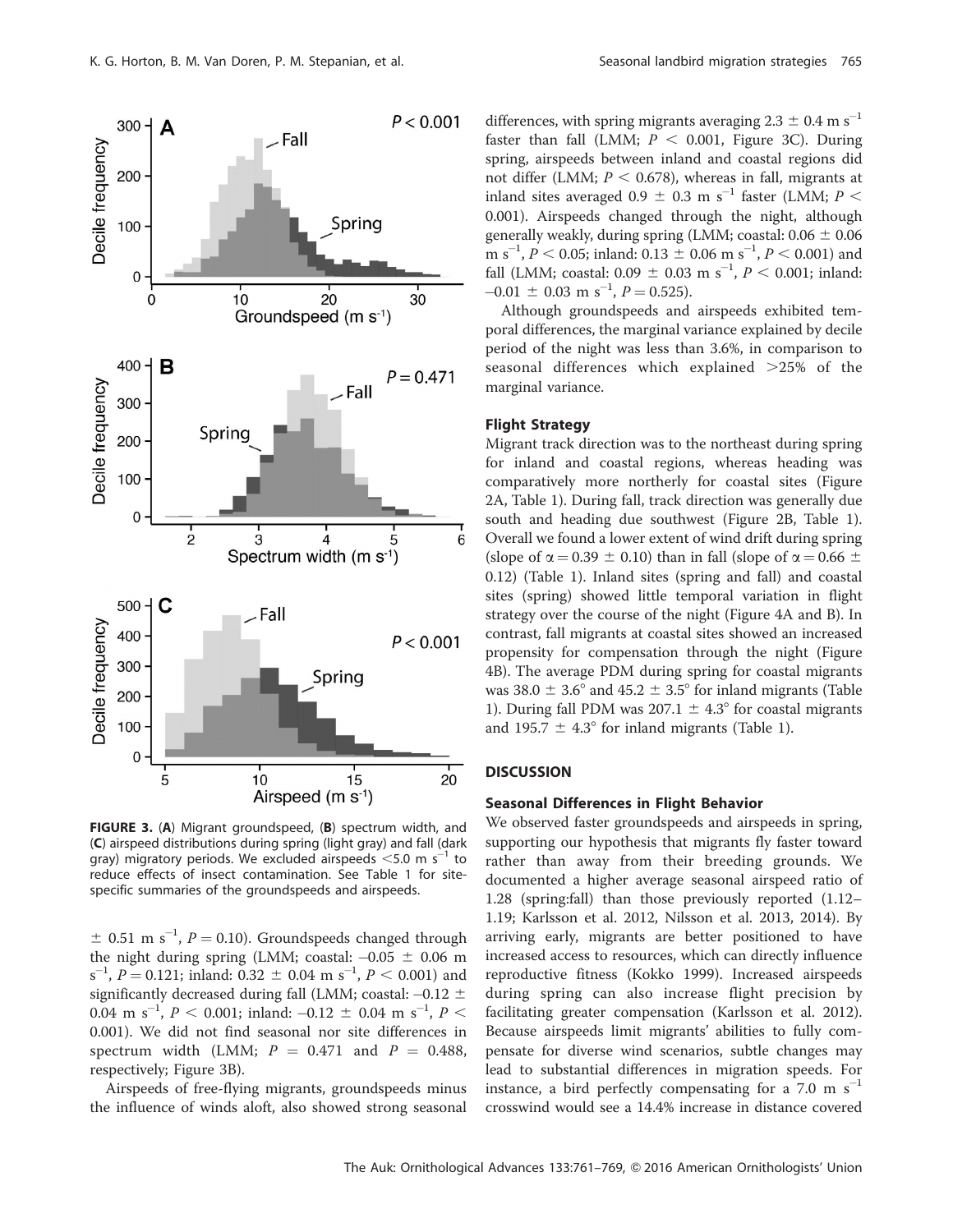FIGURE 3. (**A**) Migrant groundspeed, (**B**) spectrum width, and (**C**) airspeed distributions during spring (light gray) and fall (dark gray) migratory periods. We excluded airspeeds <5.0 m s$^{-1}$ to reduce effects of insect contamination. See Table 1 for site-specific summaries of the groundspeeds and airspeeds.

$\pm$ 0.51 m s$^{-1}$, $P = 0.10$). Groundspeeds changed through the night during spring (LMM; coastal: $-0.05 \pm 0.06$ m s$^{-1}$, $P = 0.121$; inland: $0.32 \pm 0.04$ m s$^{-1}$, $P < 0.001$) and significantly decreased during fall (LMM; coastal: $-0.12 \pm 0.04$ m s$^{-1}$, $P < 0.001$; inland: $-0.12 \pm 0.04$ m s$^{-1}$, $P < 0.001$). We did not find seasonal nor site differences in spectrum width (LMM; $P = 0.471$ and $P = 0.488$, respectively; Figure 3B).

Airspeeds of free-flying migrants, groundspeeds minus the influence of winds aloft, also showed strong seasonal differences, with spring migrants averaging $2.3 \pm 0.4$ m s$^{-1}$ faster than fall (LMM; $P < 0.001$, Figure 3C). During spring, airspeeds between inland and coastal regions did not differ (LMM; $P < 0.678$), whereas in fall, migrants at inland sites averaged $0.9 \pm 0.3$ m s$^{-1}$ faster (LMM; $P < 0.001$). Airspeeds changed through the night, although generally weakly, during spring (LMM; coastal: $0.06 \pm 0.06$ m s$^{-1}$, $P < 0.05$; inland: $0.13 \pm 0.06$ m s$^{-1}$, $P < 0.001$) and fall (LMM; coastal: $0.09 \pm 0.03$ m s$^{-1}$, $P < 0.001$; inland: $-0.01 \pm 0.03$ m s$^{-1}$, $P = 0.525$).

Although groundspeeds and airspeeds exhibited temporal differences, the marginal variance explained by decile period of the night was less than 3.6%, in comparison to seasonal differences which explained >25% of the marginal variance.

### Flight Strategy

Migrant track direction was to the northeast during spring for inland and coastal regions, whereas heading was comparatively more northerly for coastal sites (Figure 2A, Table 1). During fall, track direction was generally due south and heading due southwest (Figure 2B, Table 1). Overall we found a lower extent of wind drift during spring (slope of $\alpha = 0.39 \pm 0.10$) than in fall (slope of $\alpha = 0.66 \pm 0.12$) (Table 1). Inland sites (spring and fall) and coastal sites (spring) showed little temporal variation in flight strategy over the course of the night (Figure 4A and B). In contrast, fall migrants at coastal sites showed an increased propensity for compensation through the night (Figure 4B). The average PDM during spring for coastal migrants was $38.0 \pm 3.6°$ and $45.2 \pm 3.5°$ for inland migrants (Table 1). During fall PDM was $207.1 \pm 4.3°$ for coastal migrants and $195.7 \pm 4.3°$ for inland migrants (Table 1).

## DISCUSSION

### Seasonal Differences in Flight Behavior

We observed faster groundspeeds and airspeeds in spring, supporting our hypothesis that migrants fly faster toward rather than away from their breeding grounds. We documented a higher average seasonal airspeed ratio of 1.28 (spring:fall) than those previously reported (1.12–1.19; Karlsson et al. 2012, Nilsson et al. 2013, 2014). By arriving early, migrants are better positioned to have increased access to resources, which can directly influence reproductive fitness (Kokko 1999). Increased airspeeds during spring can also increase flight precision by facilitating greater compensation (Karlsson et al. 2012). Because airspeeds limit migrants' abilities to fully compensate for diverse wind scenarios, subtle changes may lead to substantial differences in migration speeds. For instance, a bird perfectly compensating for a 7.0 m s$^{-1}$ crosswind would see a 14.4% increase in distance covered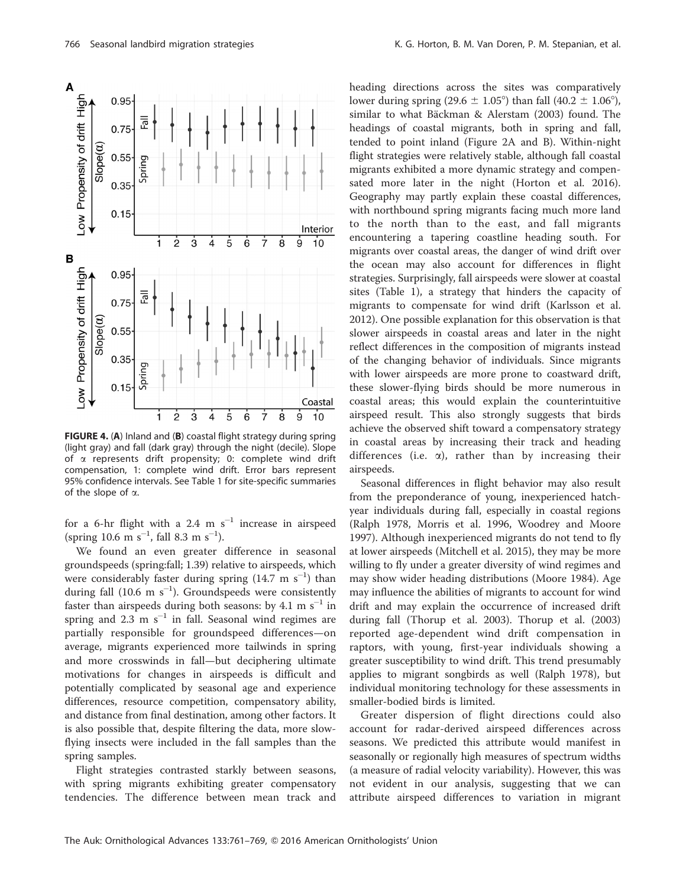FIGURE 4. (A) Inland and (B) coastal flight strategy during spring (light gray) and fall (dark gray) through the night (decile). Slope of $\alpha$ represents drift propensity; 0: complete wind drift compensation, 1: complete wind drift. Error bars represent 95% confidence intervals. See Table 1 for site-specific summaries of the slope of $\alpha$.

for a 6-hr flight with a 2.4 m $s^{-1}$ increase in airspeed (spring 10.6 m $s^{-1}$, fall 8.3 m $s^{-1}$).

We found an even greater difference in seasonal groundspeeds (spring:fall; 1.39) relative to airspeeds, which were considerably faster during spring (14.7 m $s^{-1}$) than during fall (10.6 m $s^{-1}$). Groundspeeds were consistently faster than airspeeds during both seasons: by 4.1 m $s^{-1}$ in spring and 2.3 m $s^{-1}$ in fall. Seasonal wind regimes are partially responsible for groundspeed differences—on average, migrants experienced more tailwinds in spring and more crosswinds in fall—but deciphering ultimate motivations for changes in airspeeds is difficult and potentially complicated by seasonal age and experience differences, resource competition, compensatory ability, and distance from final destination, among other factors. It is also possible that, despite filtering the data, more slow-flying insects were included in the fall samples than the spring samples.

Flight strategies contrasted starkly between seasons, with spring migrants exhibiting greater compensatory tendencies. The difference between mean track and heading directions across the sites was comparatively lower during spring (29.6 $\pm$ 1.05°) than fall (40.2 $\pm$ 1.06°), similar to what Bäckman & Alerstam (2003) found. The headings of coastal migrants, both in spring and fall, tended to point inland (Figure 2A and B). Within-night flight strategies were relatively stable, although fall coastal migrants exhibited a more dynamic strategy and compensated more later in the night (Horton et al. 2016). Geography may partly explain these coastal differences, with northbound spring migrants facing much more land to the north than to the east, and fall migrants encountering a tapering coastline heading south. For migrants over coastal areas, the danger of wind drift over the ocean may also account for differences in flight strategies. Surprisingly, fall airspeeds were slower at coastal sites (Table 1), a strategy that hinders the capacity of migrants to compensate for wind drift (Karlsson et al. 2012). One possible explanation for this observation is that slower airspeeds in coastal areas and later in the night reflect differences in the composition of migrants instead of the changing behavior of individuals. Since migrants with lower airspeeds are more prone to coastward drift, these slower-flying birds should be more numerous in coastal areas; this would explain the counterintuitive airspeed result. This also strongly suggests that birds achieve the observed shift toward a compensatory strategy in coastal areas by increasing their track and heading differences (i.e. $\alpha$), rather than by increasing their airspeeds.

Seasonal differences in flight behavior may also result from the preponderance of young, inexperienced hatch-year individuals during fall, especially in coastal regions (Ralph 1978, Morris et al. 1996, Woodrey and Moore 1997). Although inexperienced migrants do not tend to fly at lower airspeeds (Mitchell et al. 2015), they may be more willing to fly under a greater diversity of wind regimes and may show wider heading distributions (Moore 1984). Age may influence the abilities of migrants to account for wind drift and may explain the occurrence of increased drift during fall (Thorup et al. 2003). Thorup et al. (2003) reported age-dependent wind drift compensation in raptors, with young, first-year individuals showing a greater susceptibility to wind drift. This trend presumably applies to migrant songbirds as well (Ralph 1978), but individual monitoring technology for these assessments in smaller-bodied birds is limited.

Greater dispersion of flight directions could also account for radar-derived airspeed differences across seasons. We predicted this attribute would manifest in seasonally or regionally high measures of spectrum widths (a measure of radial velocity variability). However, this was not evident in our analysis, suggesting that we can attribute airspeed differences to variation in migrant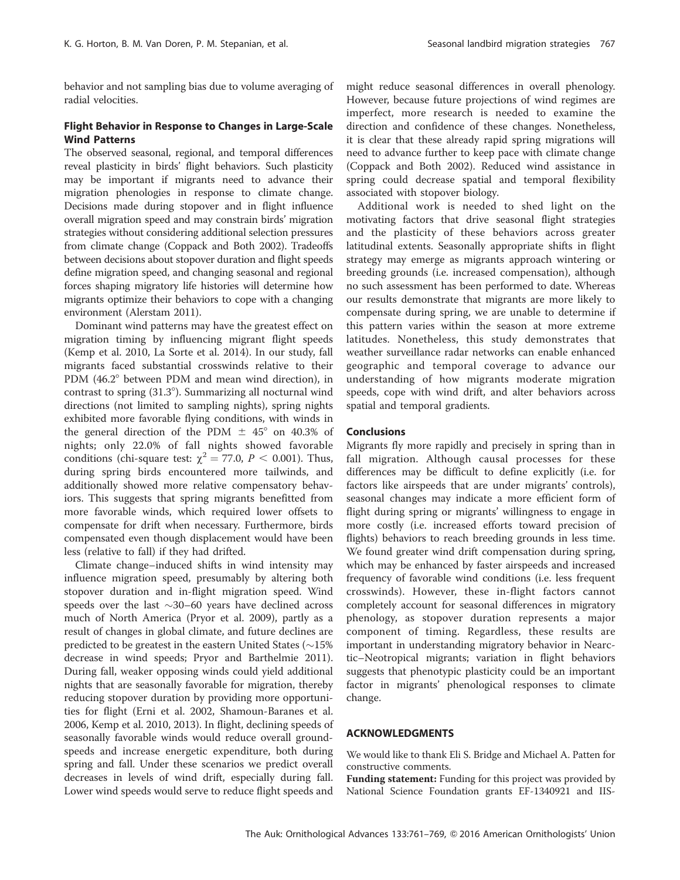behavior and not sampling bias due to volume averaging of radial velocities.

### Flight Behavior in Response to Changes in Large-Scale Wind Patterns

The observed seasonal, regional, and temporal differences reveal plasticity in birds' flight behaviors. Such plasticity may be important if migrants need to advance their migration phenologies in response to climate change. Decisions made during stopover and in flight influence overall migration speed and may constrain birds' migration strategies without considering additional selection pressures from climate change (Coppack and Both 2002). Tradeoffs between decisions about stopover duration and flight speeds define migration speed, and changing seasonal and regional forces shaping migratory life histories will determine how migrants optimize their behaviors to cope with a changing environment (Alerstam 2011).

Dominant wind patterns may have the greatest effect on migration timing by influencing migrant flight speeds (Kemp et al. 2010, La Sorte et al. 2014). In our study, fall migrants faced substantial crosswinds relative to their PDM (46.2° between PDM and mean wind direction), in contrast to spring (31.3°). Summarizing all nocturnal wind directions (not limited to sampling nights), spring nights exhibited more favorable flying conditions, with winds in the general direction of the PDM ± 45° on 40.3% of nights; only 22.0% of fall nights showed favorable conditions (chi-square test: $\chi^2 = 77.0$, $P < 0.001$). Thus, during spring birds encountered more tailwinds, and additionally showed more relative compensatory behaviors. This suggests that spring migrants benefitted from more favorable winds, which required lower offsets to compensate for drift when necessary. Furthermore, birds compensated even though displacement would have been less (relative to fall) if they had drifted.

Climate change–induced shifts in wind intensity may influence migration speed, presumably by altering both stopover duration and in-flight migration speed. Wind speeds over the last ~30–60 years have declined across much of North America (Pryor et al. 2009), partly as a result of changes in global climate, and future declines are predicted to be greatest in the eastern United States (~15% decrease in wind speeds; Pryor and Barthelmie 2011). During fall, weaker opposing winds could yield additional nights that are seasonally favorable for migration, thereby reducing stopover duration by providing more opportunities for flight (Erni et al. 2002, Shamoun-Baranes et al. 2006, Kemp et al. 2010, 2013). In flight, declining speeds of seasonally favorable winds would reduce overall groundspeeds and increase energetic expenditure, both during spring and fall. Under these scenarios we predict overall decreases in levels of wind drift, especially during fall. Lower wind speeds would serve to reduce flight speeds and might reduce seasonal differences in overall phenology. However, because future projections of wind regimes are imperfect, more research is needed to examine the direction and confidence of these changes. Nonetheless, it is clear that these already rapid spring migrations will need to advance further to keep pace with climate change (Coppack and Both 2002). Reduced wind assistance in spring could decrease spatial and temporal flexibility associated with stopover biology.

Additional work is needed to shed light on the motivating factors that drive seasonal flight strategies and the plasticity of these behaviors across greater latitudinal extents. Seasonally appropriate shifts in flight strategy may emerge as migrants approach wintering or breeding grounds (i.e. increased compensation), although no such assessment has been performed to date. Whereas our results demonstrate that migrants are more likely to compensate during spring, we are unable to determine if this pattern varies within the season at more extreme latitudes. Nonetheless, this study demonstrates that weather surveillance radar networks can enable enhanced geographic and temporal coverage to advance our understanding of how migrants moderate migration speeds, cope with wind drift, and alter behaviors across spatial and temporal gradients.

### Conclusions

Migrants fly more rapidly and precisely in spring than in fall migration. Although causal processes for these differences may be difficult to define explicitly (i.e. for factors like airspeeds that are under migrants' controls), seasonal changes may indicate a more efficient form of flight during spring or migrants' willingness to engage in more costly (i.e. increased efforts toward precision of flights) behaviors to reach breeding grounds in less time. We found greater wind drift compensation during spring, which may be enhanced by faster airspeeds and increased frequency of favorable wind conditions (i.e. less frequent crosswinds). However, these in-flight factors cannot completely account for seasonal differences in migratory phenology, as stopover duration represents a major component of timing. Regardless, these results are important in understanding migratory behavior in Nearctic–Neotropical migrants; variation in flight behaviors suggests that phenotypic plasticity could be an important factor in migrants' phenological responses to climate change.

## ACKNOWLEDGMENTS

We would like to thank Eli S. Bridge and Michael A. Patten for constructive comments.

**Funding statement:** Funding for this project was provided by National Science Foundation grants EF-1340921 and IIS-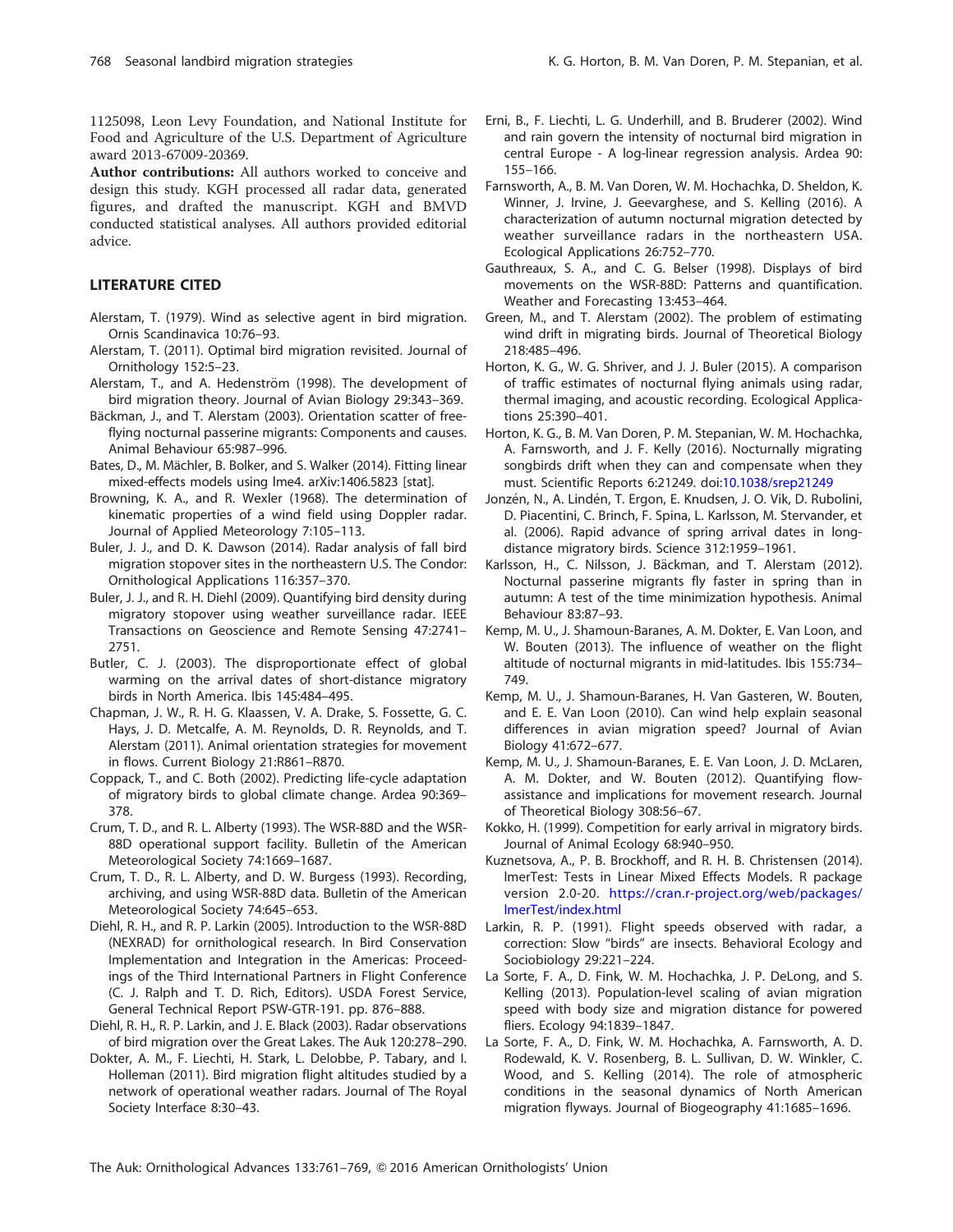1125098, Leon Levy Foundation, and National Institute for Food and Agriculture of the U.S. Department of Agriculture award 2013-67009-20369.

**Author contributions:** All authors worked to conceive and design this study. KGH processed all radar data, generated figures, and drafted the manuscript. KGH and BMVD conducted statistical analyses. All authors provided editorial advice.

## LITERATURE CITED

Alerstam, T. (1979). Wind as selective agent in bird migration. Ornis Scandinavica 10:76–93.

Alerstam, T. (2011). Optimal bird migration revisited. Journal of Ornithology 152:5–23.

Alerstam, T., and A. Hedenström (1998). The development of bird migration theory. Journal of Avian Biology 29:343–369.

Bäckman, J., and T. Alerstam (2003). Orientation scatter of free-flying nocturnal passerine migrants: Components and causes. Animal Behaviour 65:987–996.

Bates, D., M. Mächler, B. Bolker, and S. Walker (2014). Fitting linear mixed-effects models using lme4. arXiv:1406.5823 [stat].

Browning, K. A., and R. Wexler (1968). The determination of kinematic properties of a wind field using Doppler radar. Journal of Applied Meteorology 7:105–113.

Buler, J. J., and D. K. Dawson (2014). Radar analysis of fall bird migration stopover sites in the northeastern U.S. The Condor: Ornithological Applications 116:357–370.

Buler, J. J., and R. H. Diehl (2009). Quantifying bird density during migratory stopover using weather surveillance radar. IEEE Transactions on Geoscience and Remote Sensing 47:2741–2751.

Butler, C. J. (2003). The disproportionate effect of global warming on the arrival dates of short-distance migratory birds in North America. Ibis 145:484–495.

Chapman, J. W., R. H. G. Klaassen, V. A. Drake, S. Fossette, G. C. Hays, J. D. Metcalfe, A. M. Reynolds, D. R. Reynolds, and T. Alerstam (2011). Animal orientation strategies for movement in flows. Current Biology 21:R861–R870.

Coppack, T., and C. Both (2002). Predicting life-cycle adaptation of migratory birds to global climate change. Ardea 90:369–378.

Crum, T. D., and R. L. Alberty (1993). The WSR-88D and the WSR-88D operational support facility. Bulletin of the American Meteorological Society 74:1669–1687.

Crum, T. D., R. L. Alberty, and D. W. Burgess (1993). Recording, archiving, and using WSR-88D data. Bulletin of the American Meteorological Society 74:645–653.

Diehl, R. H., and R. P. Larkin (2005). Introduction to the WSR-88D (NEXRAD) for ornithological research. In Bird Conservation Implementation and Integration in the Americas: Proceedings of the Third International Partners in Flight Conference (C. J. Ralph and T. D. Rich, Editors). USDA Forest Service, General Technical Report PSW-GTR-191. pp. 876–888.

Diehl, R. H., R. P. Larkin, and J. E. Black (2003). Radar observations of bird migration over the Great Lakes. The Auk 120:278–290.

Dokter, A. M., F. Liechti, H. Stark, L. Delobbe, P. Tabary, and I. Holleman (2011). Bird migration flight altitudes studied by a network of operational weather radars. Journal of The Royal Society Interface 8:30–43.

Erni, B., F. Liechti, L. G. Underhill, and B. Bruderer (2002). Wind and rain govern the intensity of nocturnal bird migration in central Europe - A log-linear regression analysis. Ardea 90: 155–166.

Farnsworth, A., B. M. Van Doren, W. M. Hochachka, D. Sheldon, K. Winner, J. Irvine, J. Geevarghese, and S. Kelling (2016). A characterization of autumn nocturnal migration detected by weather surveillance radars in the northeastern USA. Ecological Applications 26:752–770.

Gauthreaux, S. A., and C. G. Belser (1998). Displays of bird movements on the WSR-88D: Patterns and quantification. Weather and Forecasting 13:453–464.

Green, M., and T. Alerstam (2002). The problem of estimating wind drift in migrating birds. Journal of Theoretical Biology 218:485–496.

Horton, K. G., W. G. Shriver, and J. J. Buler (2015). A comparison of traffic estimates of nocturnal flying animals using radar, thermal imaging, and acoustic recording. Ecological Applications 25:390–401.

Horton, K. G., B. M. Van Doren, P. M. Stepanian, W. M. Hochachka, A. Farnsworth, and J. F. Kelly (2016). Nocturnally migrating songbirds drift when they can and compensate when they must. Scientific Reports 6:21249. doi:10.1038/srep21249

Jonzén, N., A. Lindén, T. Ergon, E. Knudsen, J. O. Vik, D. Rubolini, D. Piacentini, C. Brinch, F. Spina, L. Karlsson, M. Stervander, et al. (2006). Rapid advance of spring arrival dates in long-distance migratory birds. Science 312:1959–1961.

Karlsson, H., C. Nilsson, J. Bäckman, and T. Alerstam (2012). Nocturnal passerine migrants fly faster in spring than in autumn: A test of the time minimization hypothesis. Animal Behaviour 83:87–93.

Kemp, M. U., J. Shamoun-Baranes, A. M. Dokter, E. Van Loon, and W. Bouten (2013). The influence of weather on the flight altitude of nocturnal migrants in mid-latitudes. Ibis 155:734–749.

Kemp, M. U., J. Shamoun-Baranes, H. Van Gasteren, W. Bouten, and E. E. Van Loon (2010). Can wind help explain seasonal differences in avian migration speed? Journal of Avian Biology 41:672–677.

Kemp, M. U., J. Shamoun-Baranes, E. E. Van Loon, J. D. McLaren, A. M. Dokter, and W. Bouten (2012). Quantifying flow-assistance and implications for movement research. Journal of Theoretical Biology 308:56–67.

Kokko, H. (1999). Competition for early arrival in migratory birds. Journal of Animal Ecology 68:940–950.

Kuznetsova, A., P. B. Brockhoff, and R. H. B. Christensen (2014). lmerTest: Tests in Linear Mixed Effects Models. R package version 2.0-20. https://cran.r-project.org/web/packages/lmerTest/index.html

Larkin, R. P. (1991). Flight speeds observed with radar, a correction: Slow "birds" are insects. Behavioral Ecology and Sociobiology 29:221–224.

La Sorte, F. A., D. Fink, W. M. Hochachka, J. P. DeLong, and S. Kelling (2013). Population-level scaling of avian migration speed with body size and migration distance for powered fliers. Ecology 94:1839–1847.

La Sorte, F. A., D. Fink, W. M. Hochachka, A. Farnsworth, A. D. Rodewald, K. V. Rosenberg, B. L. Sullivan, D. W. Winkler, C. Wood, and S. Kelling (2014). The role of atmospheric conditions in the seasonal dynamics of North American migration flyways. Journal of Biogeography 41:1685–1696.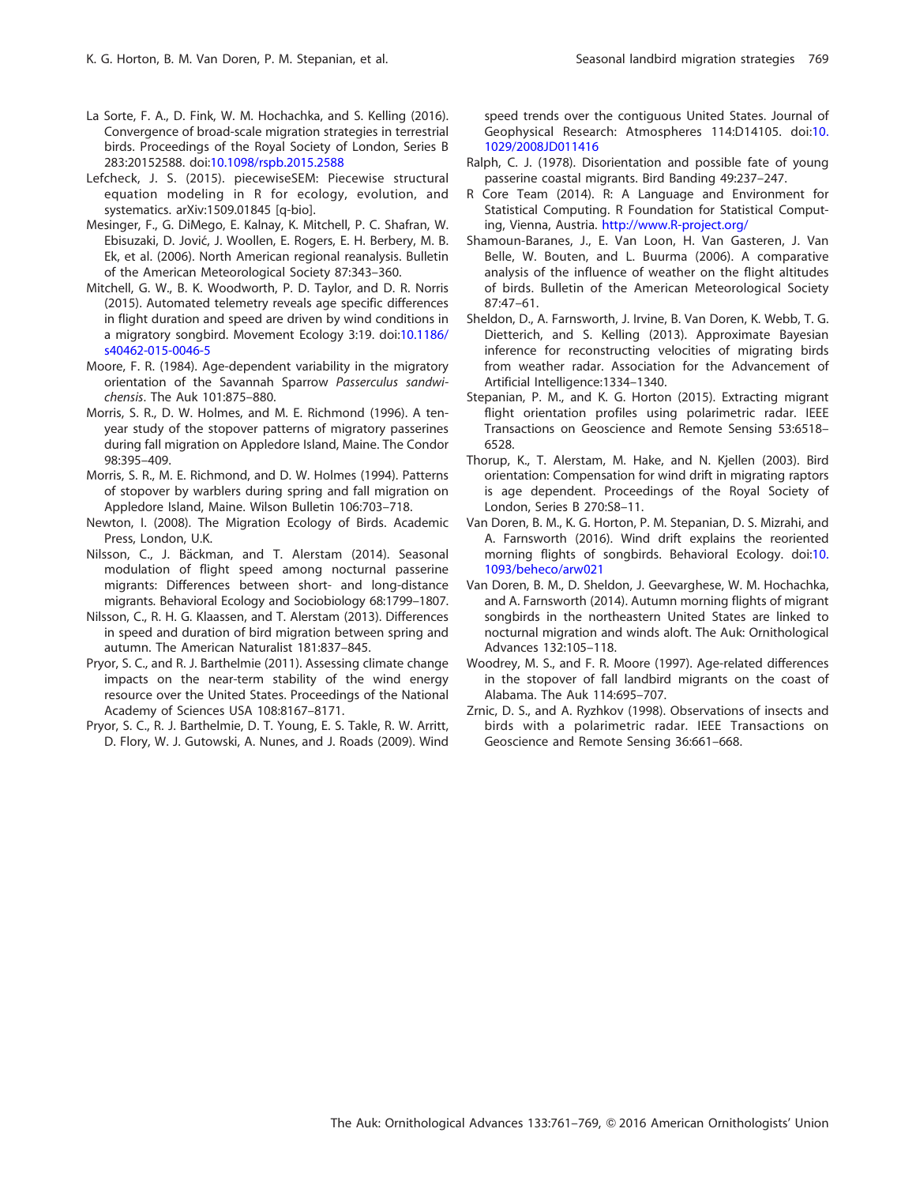La Sorte, F. A., D. Fink, W. M. Hochachka, and S. Kelling (2016). Convergence of broad-scale migration strategies in terrestrial birds. Proceedings of the Royal Society of London, Series B 283:20152588. doi:10.1098/rspb.2015.2588

Lefcheck, J. S. (2015). piecewiseSEM: Piecewise structural equation modeling in R for ecology, evolution, and systematics. arXiv:1509.01845 [q-bio].

Mesinger, F., G. DiMego, E. Kalnay, K. Mitchell, P. C. Shafran, W. Ebisuzaki, D. Jović, J. Woollen, E. Rogers, E. H. Berbery, M. B. Ek, et al. (2006). North American regional reanalysis. Bulletin of the American Meteorological Society 87:343–360.

Mitchell, G. W., B. K. Woodworth, P. D. Taylor, and D. R. Norris (2015). Automated telemetry reveals age specific differences in flight duration and speed are driven by wind conditions in a migratory songbird. Movement Ecology 3:19. doi:10.1186/s40462-015-0046-5

Moore, F. R. (1984). Age-dependent variability in the migratory orientation of the Savannah Sparrow *Passerculus sandwichensis*. The Auk 101:875–880.

Morris, S. R., D. W. Holmes, and M. E. Richmond (1996). A ten-year study of the stopover patterns of migratory passerines during fall migration on Appledore Island, Maine. The Condor 98:395–409.

Morris, S. R., M. E. Richmond, and D. W. Holmes (1994). Patterns of stopover by warblers during spring and fall migration on Appledore Island, Maine. Wilson Bulletin 106:703–718.

Newton, I. (2008). The Migration Ecology of Birds. Academic Press, London, U.K.

Nilsson, C., J. Bäckman, and T. Alerstam (2014). Seasonal modulation of flight speed among nocturnal passerine migrants: Differences between short- and long-distance migrants. Behavioral Ecology and Sociobiology 68:1799–1807.

Nilsson, C., R. H. G. Klaassen, and T. Alerstam (2013). Differences in speed and duration of bird migration between spring and autumn. The American Naturalist 181:837–845.

Pryor, S. C., and R. J. Barthelmie (2011). Assessing climate change impacts on the near-term stability of the wind energy resource over the United States. Proceedings of the National Academy of Sciences USA 108:8167–8171.

Pryor, S. C., R. J. Barthelmie, D. T. Young, E. S. Takle, R. W. Arritt, D. Flory, W. J. Gutowski, A. Nunes, and J. Roads (2009). Wind speed trends over the contiguous United States. Journal of Geophysical Research: Atmospheres 114:D14105. doi:10.1029/2008JD011416

Ralph, C. J. (1978). Disorientation and possible fate of young passerine coastal migrants. Bird Banding 49:237–247.

R Core Team (2014). R: A Language and Environment for Statistical Computing. R Foundation for Statistical Computing, Vienna, Austria. http://www.R-project.org/

Shamoun-Baranes, J., E. Van Loon, H. Van Gasteren, J. Van Belle, W. Bouten, and L. Buurma (2006). A comparative analysis of the influence of weather on the flight altitudes of birds. Bulletin of the American Meteorological Society 87:47–61.

Sheldon, D., A. Farnsworth, J. Irvine, B. Van Doren, K. Webb, T. G. Dietterich, and S. Kelling (2013). Approximate Bayesian inference for reconstructing velocities of migrating birds from weather radar. Association for the Advancement of Artificial Intelligence:1334–1340.

Stepanian, P. M., and K. G. Horton (2015). Extracting migrant flight orientation profiles using polarimetric radar. IEEE Transactions on Geoscience and Remote Sensing 53:6518–6528.

Thorup, K., T. Alerstam, M. Hake, and N. Kjellen (2003). Bird orientation: Compensation for wind drift in migrating raptors is age dependent. Proceedings of the Royal Society of London, Series B 270:S8–11.

Van Doren, B. M., K. G. Horton, P. M. Stepanian, D. S. Mizrahi, and A. Farnsworth (2016). Wind drift explains the reoriented morning flights of songbirds. Behavioral Ecology. doi:10.1093/beheco/arw021

Van Doren, B. M., D. Sheldon, J. Geevarghese, W. M. Hochachka, and A. Farnsworth (2014). Autumn morning flights of migrant songbirds in the northeastern United States are linked to nocturnal migration and winds aloft. The Auk: Ornithological Advances 132:105–118.

Woodrey, M. S., and F. R. Moore (1997). Age-related differences in the stopover of fall landbird migrants on the coast of Alabama. The Auk 114:695–707.

Zrnic, D. S., and A. Ryzhkov (1998). Observations of insects and birds with a polarimetric radar. IEEE Transactions on Geoscience and Remote Sensing 36:661–668.